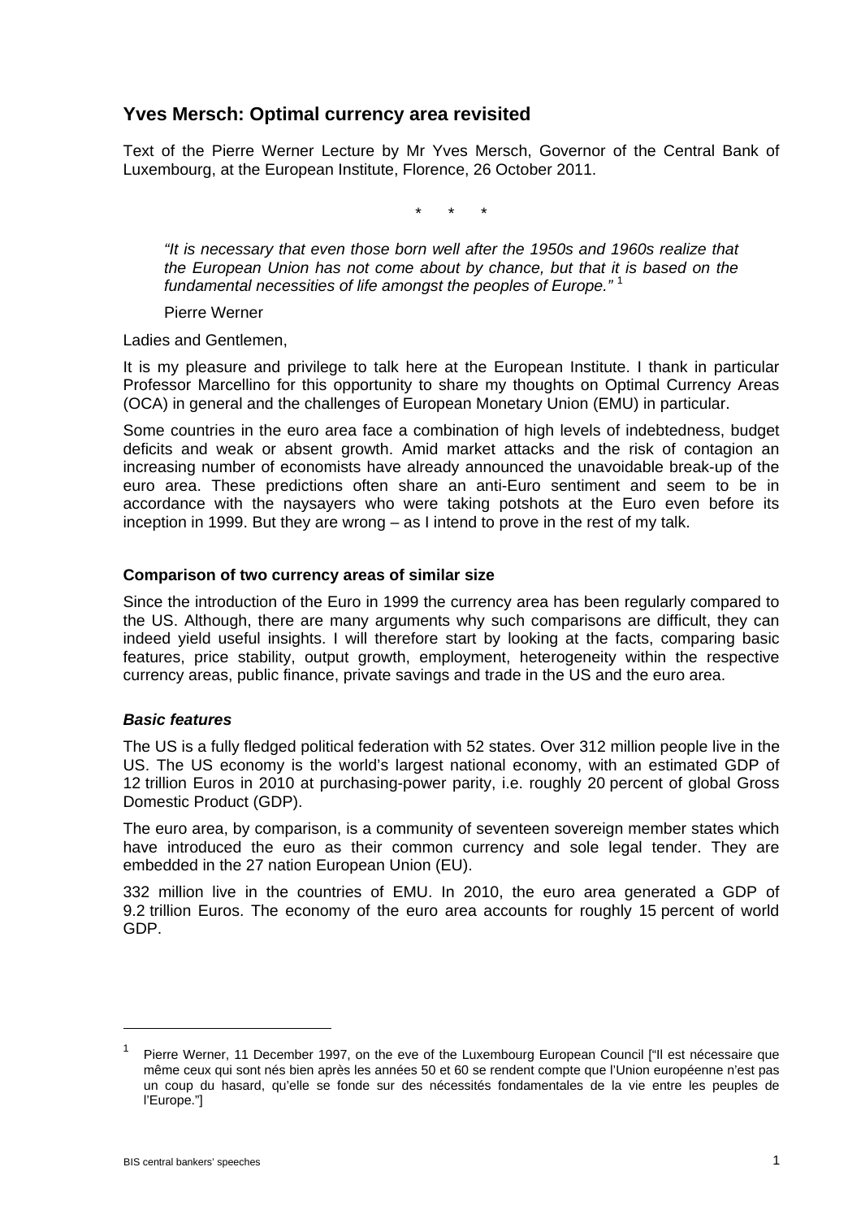# Yves Mersch: Optimal currency area revisited

Text of the Pierre Werner Lecture by Mr Yves Mersch, Governor of the Central Bank of Luxembourg, at the European Institute, Florence, 26 October 2011.

\* \* \*

> *"It is necessary that even those born well after the 1950s and 1960s realize that the European Union has not come about by chance, but that it is based on the fundamental necessities of life amongst the peoples of Europe."* [1]
>
> Pierre Werner

Ladies and Gentlemen,

It is my pleasure and privilege to talk here at the European Institute. I thank in particular Professor Marcellino for this opportunity to share my thoughts on Optimal Currency Areas (OCA) in general and the challenges of European Monetary Union (EMU) in particular.

Some countries in the euro area face a combination of high levels of indebtedness, budget deficits and weak or absent growth. Amid market attacks and the risk of contagion an increasing number of economists have already announced the unavoidable break-up of the euro area. These predictions often share an anti-Euro sentiment and seem to be in accordance with the naysayers who were taking potshots at the Euro even before its inception in 1999. But they are wrong – as I intend to prove in the rest of my talk.

### Comparison of two currency areas of similar size

Since the introduction of the Euro in 1999 the currency area has been regularly compared to the US. Although, there are many arguments why such comparisons are difficult, they can indeed yield useful insights. I will therefore start by looking at the facts, comparing basic features, price stability, output growth, employment, heterogeneity within the respective currency areas, public finance, private savings and trade in the US and the euro area.

#### *Basic features*

The US is a fully fledged political federation with 52 states. Over 312 million people live in the US. The US economy is the world's largest national economy, with an estimated GDP of 12 trillion Euros in 2010 at purchasing-power parity, i.e. roughly 20 percent of global Gross Domestic Product (GDP).

The euro area, by comparison, is a community of seventeen sovereign member states which have introduced the euro as their common currency and sole legal tender. They are embedded in the 27 nation European Union (EU).

332 million live in the countries of EMU. In 2010, the euro area generated a GDP of 9.2 trillion Euros. The economy of the euro area accounts for roughly 15 percent of world GDP.

---

[1] Pierre Werner, 11 December 1997, on the eve of the Luxembourg European Council ["Il est nécessaire que même ceux qui sont nés bien après les années 50 et 60 se rendent compte que l'Union européenne n'est pas un coup du hasard, qu'elle se fonde sur des nécessités fondamentales de la vie entre les peuples de l'Europe."]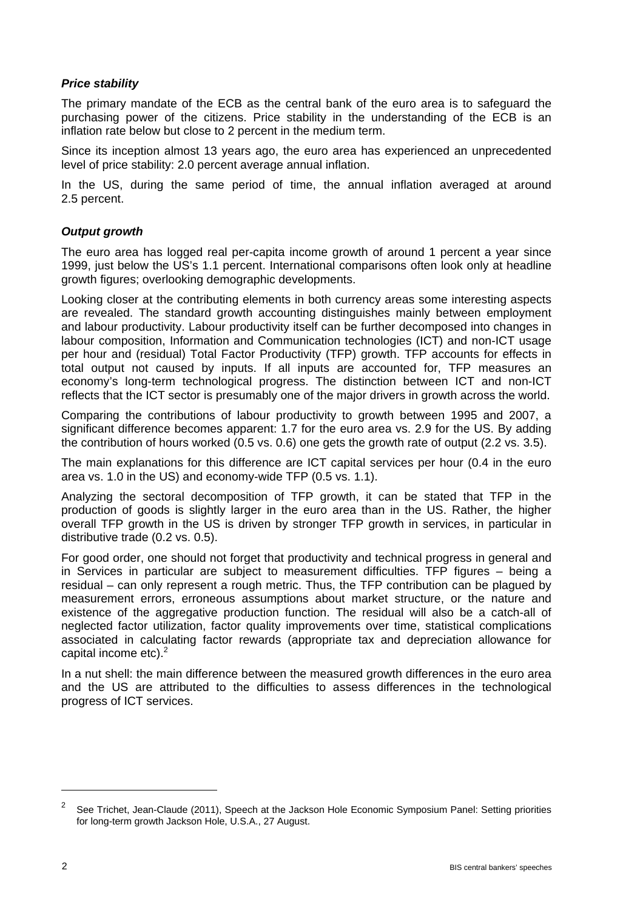### *Price stability*

The primary mandate of the ECB as the central bank of the euro area is to safeguard the purchasing power of the citizens. Price stability in the understanding of the ECB is an inflation rate below but close to 2 percent in the medium term.

Since its inception almost 13 years ago, the euro area has experienced an unprecedented level of price stability: 2.0 percent average annual inflation.

In the US, during the same period of time, the annual inflation averaged at around 2.5 percent.

### *Output growth*

The euro area has logged real per-capita income growth of around 1 percent a year since 1999, just below the US's 1.1 percent. International comparisons often look only at headline growth figures; overlooking demographic developments.

Looking closer at the contributing elements in both currency areas some interesting aspects are revealed. The standard growth accounting distinguishes mainly between employment and labour productivity. Labour productivity itself can be further decomposed into changes in labour composition, Information and Communication technologies (ICT) and non-ICT usage per hour and (residual) Total Factor Productivity (TFP) growth. TFP accounts for effects in total output not caused by inputs. If all inputs are accounted for, TFP measures an economy's long-term technological progress. The distinction between ICT and non-ICT reflects that the ICT sector is presumably one of the major drivers in growth across the world.

Comparing the contributions of labour productivity to growth between 1995 and 2007, a significant difference becomes apparent: 1.7 for the euro area vs. 2.9 for the US. By adding the contribution of hours worked (0.5 vs. 0.6) one gets the growth rate of output (2.2 vs. 3.5).

The main explanations for this difference are ICT capital services per hour (0.4 in the euro area vs. 1.0 in the US) and economy-wide TFP (0.5 vs. 1.1).

Analyzing the sectoral decomposition of TFP growth, it can be stated that TFP in the production of goods is slightly larger in the euro area than in the US. Rather, the higher overall TFP growth in the US is driven by stronger TFP growth in services, in particular in distributive trade (0.2 vs. 0.5).

For good order, one should not forget that productivity and technical progress in general and in Services in particular are subject to measurement difficulties. TFP figures – being a residual – can only represent a rough metric. Thus, the TFP contribution can be plagued by measurement errors, erroneous assumptions about market structure, or the nature and existence of the aggregative production function. The residual will also be a catch-all of neglected factor utilization, factor quality improvements over time, statistical complications associated in calculating factor rewards (appropriate tax and depreciation allowance for capital income etc).[2]

In a nut shell: the main difference between the measured growth differences in the euro area and the US are attributed to the difficulties to assess differences in the technological progress of ICT services.

---

[2] See Trichet, Jean-Claude (2011), Speech at the Jackson Hole Economic Symposium Panel: Setting priorities for long-term growth Jackson Hole, U.S.A., 27 August.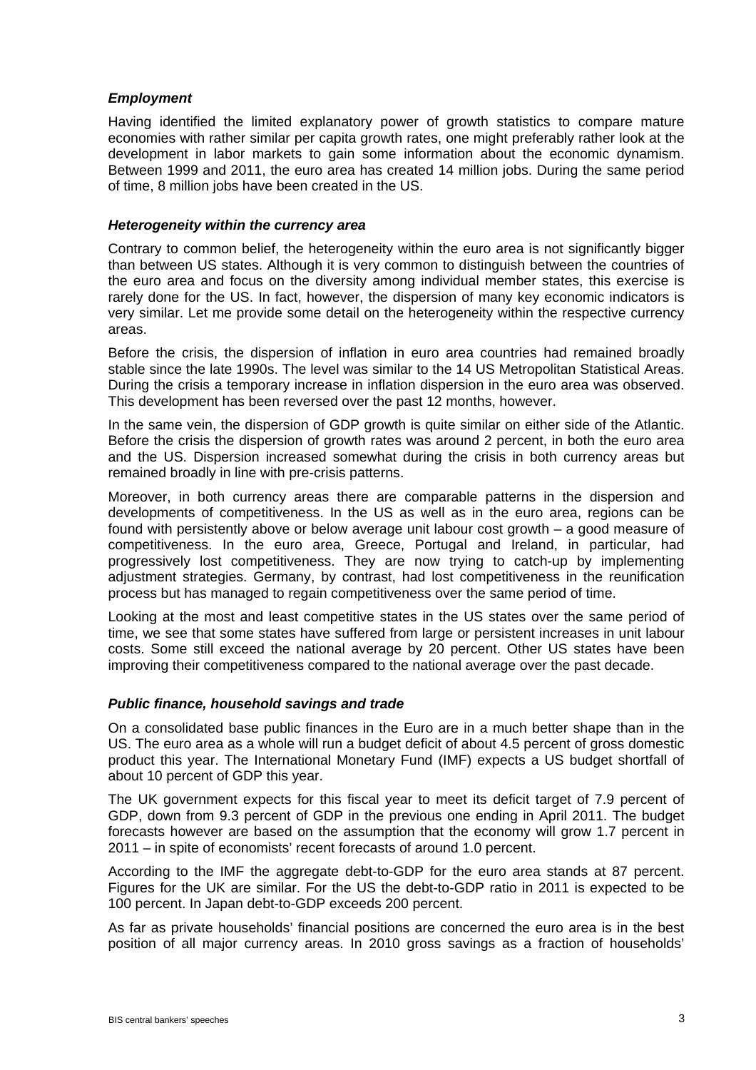### *Employment*

Having identified the limited explanatory power of growth statistics to compare mature economies with rather similar per capita growth rates, one might preferably rather look at the development in labor markets to gain some information about the economic dynamism. Between 1999 and 2011, the euro area has created 14 million jobs. During the same period of time, 8 million jobs have been created in the US.

### *Heterogeneity within the currency area*

Contrary to common belief, the heterogeneity within the euro area is not significantly bigger than between US states. Although it is very common to distinguish between the countries of the euro area and focus on the diversity among individual member states, this exercise is rarely done for the US. In fact, however, the dispersion of many key economic indicators is very similar. Let me provide some detail on the heterogeneity within the respective currency areas.

Before the crisis, the dispersion of inflation in euro area countries had remained broadly stable since the late 1990s. The level was similar to the 14 US Metropolitan Statistical Areas. During the crisis a temporary increase in inflation dispersion in the euro area was observed. This development has been reversed over the past 12 months, however.

In the same vein, the dispersion of GDP growth is quite similar on either side of the Atlantic. Before the crisis the dispersion of growth rates was around 2 percent, in both the euro area and the US. Dispersion increased somewhat during the crisis in both currency areas but remained broadly in line with pre-crisis patterns.

Moreover, in both currency areas there are comparable patterns in the dispersion and developments of competitiveness. In the US as well as in the euro area, regions can be found with persistently above or below average unit labour cost growth – a good measure of competitiveness. In the euro area, Greece, Portugal and Ireland, in particular, had progressively lost competitiveness. They are now trying to catch-up by implementing adjustment strategies. Germany, by contrast, had lost competitiveness in the reunification process but has managed to regain competitiveness over the same period of time.

Looking at the most and least competitive states in the US states over the same period of time, we see that some states have suffered from large or persistent increases in unit labour costs. Some still exceed the national average by 20 percent. Other US states have been improving their competitiveness compared to the national average over the past decade.

### *Public finance, household savings and trade*

On a consolidated base public finances in the Euro are in a much better shape than in the US. The euro area as a whole will run a budget deficit of about 4.5 percent of gross domestic product this year. The International Monetary Fund (IMF) expects a US budget shortfall of about 10 percent of GDP this year.

The UK government expects for this fiscal year to meet its deficit target of 7.9 percent of GDP, down from 9.3 percent of GDP in the previous one ending in April 2011. The budget forecasts however are based on the assumption that the economy will grow 1.7 percent in 2011 – in spite of economists' recent forecasts of around 1.0 percent.

According to the IMF the aggregate debt-to-GDP for the euro area stands at 87 percent. Figures for the UK are similar. For the US the debt-to-GDP ratio in 2011 is expected to be 100 percent. In Japan debt-to-GDP exceeds 200 percent.

As far as private households' financial positions are concerned the euro area is in the best position of all major currency areas. In 2010 gross savings as a fraction of households'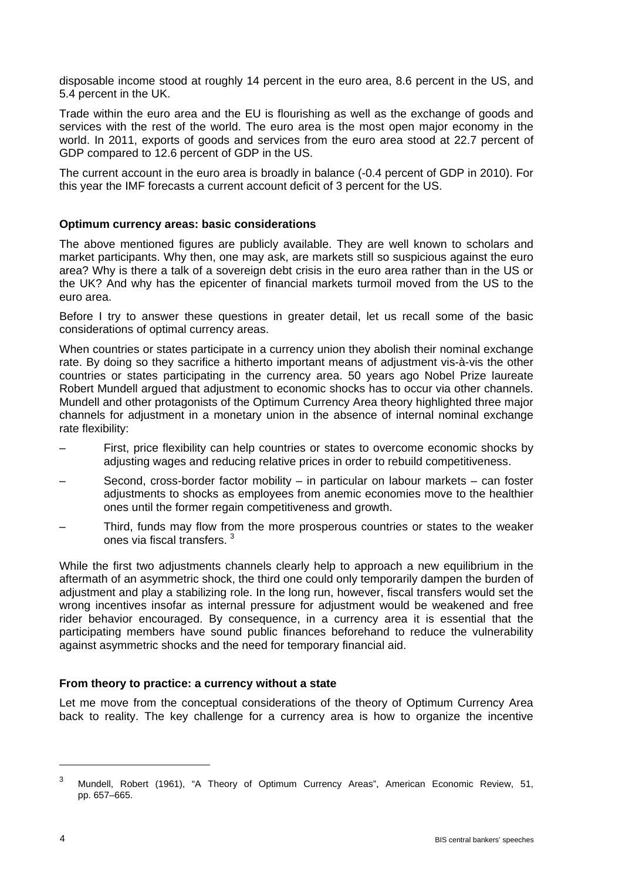disposable income stood at roughly 14 percent in the euro area, 8.6 percent in the US, and 5.4 percent in the UK.

Trade within the euro area and the EU is flourishing as well as the exchange of goods and services with the rest of the world. The euro area is the most open major economy in the world. In 2011, exports of goods and services from the euro area stood at 22.7 percent of GDP compared to 12.6 percent of GDP in the US.

The current account in the euro area is broadly in balance (-0.4 percent of GDP in 2010). For this year the IMF forecasts a current account deficit of 3 percent for the US.

**Optimum currency areas: basic considerations**

The above mentioned figures are publicly available. They are well known to scholars and market participants. Why then, one may ask, are markets still so suspicious against the euro area? Why is there a talk of a sovereign debt crisis in the euro area rather than in the US or the UK? And why has the epicenter of financial markets turmoil moved from the US to the euro area.

Before I try to answer these questions in greater detail, let us recall some of the basic considerations of optimal currency areas.

When countries or states participate in a currency union they abolish their nominal exchange rate. By doing so they sacrifice a hitherto important means of adjustment vis-à-vis the other countries or states participating in the currency area. 50 years ago Nobel Prize laureate Robert Mundell argued that adjustment to economic shocks has to occur via other channels. Mundell and other protagonists of the Optimum Currency Area theory highlighted three major channels for adjustment in a monetary union in the absence of internal nominal exchange rate flexibility:

– First, price flexibility can help countries or states to overcome economic shocks by adjusting wages and reducing relative prices in order to rebuild competitiveness.

– Second, cross-border factor mobility – in particular on labour markets – can foster adjustments to shocks as employees from anemic economies move to the healthier ones until the former regain competitiveness and growth.

– Third, funds may flow from the more prosperous countries or states to the weaker ones via fiscal transfers. [3]

While the first two adjustments channels clearly help to approach a new equilibrium in the aftermath of an asymmetric shock, the third one could only temporarily dampen the burden of adjustment and play a stabilizing role. In the long run, however, fiscal transfers would set the wrong incentives insofar as internal pressure for adjustment would be weakened and free rider behavior encouraged. By consequence, in a currency area it is essential that the participating members have sound public finances beforehand to reduce the vulnerability against asymmetric shocks and the need for temporary financial aid.

**From theory to practice: a currency without a state**

Let me move from the conceptual considerations of the theory of Optimum Currency Area back to reality. The key challenge for a currency area is how to organize the incentive

[3] Mundell, Robert (1961), "A Theory of Optimum Currency Areas", American Economic Review, 51, pp. 657–665.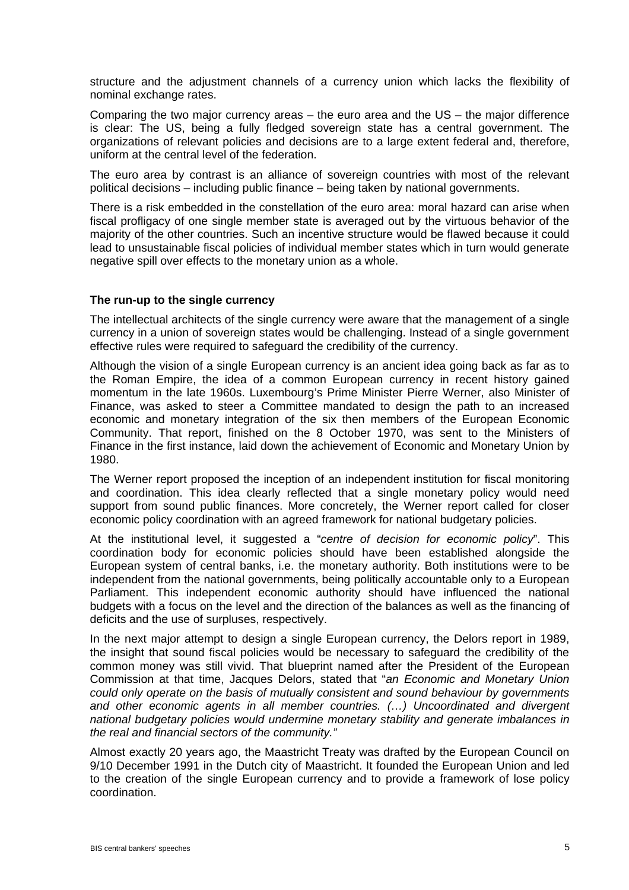structure and the adjustment channels of a currency union which lacks the flexibility of nominal exchange rates.

Comparing the two major currency areas – the euro area and the US – the major difference is clear: The US, being a fully fledged sovereign state has a central government. The organizations of relevant policies and decisions are to a large extent federal and, therefore, uniform at the central level of the federation.

The euro area by contrast is an alliance of sovereign countries with most of the relevant political decisions – including public finance – being taken by national governments.

There is a risk embedded in the constellation of the euro area: moral hazard can arise when fiscal profligacy of one single member state is averaged out by the virtuous behavior of the majority of the other countries. Such an incentive structure would be flawed because it could lead to unsustainable fiscal policies of individual member states which in turn would generate negative spill over effects to the monetary union as a whole.

**The run-up to the single currency**

The intellectual architects of the single currency were aware that the management of a single currency in a union of sovereign states would be challenging. Instead of a single government effective rules were required to safeguard the credibility of the currency.

Although the vision of a single European currency is an ancient idea going back as far as to the Roman Empire, the idea of a common European currency in recent history gained momentum in the late 1960s. Luxembourg's Prime Minister Pierre Werner, also Minister of Finance, was asked to steer a Committee mandated to design the path to an increased economic and monetary integration of the six then members of the European Economic Community. That report, finished on the 8 October 1970, was sent to the Ministers of Finance in the first instance, laid down the achievement of Economic and Monetary Union by 1980.

The Werner report proposed the inception of an independent institution for fiscal monitoring and coordination. This idea clearly reflected that a single monetary policy would need support from sound public finances. More concretely, the Werner report called for closer economic policy coordination with an agreed framework for national budgetary policies.

At the institutional level, it suggested a "*centre of decision for economic policy*". This coordination body for economic policies should have been established alongside the European system of central banks, i.e. the monetary authority. Both institutions were to be independent from the national governments, being politically accountable only to a European Parliament. This independent economic authority should have influenced the national budgets with a focus on the level and the direction of the balances as well as the financing of deficits and the use of surpluses, respectively.

In the next major attempt to design a single European currency, the Delors report in 1989, the insight that sound fiscal policies would be necessary to safeguard the credibility of the common money was still vivid. That blueprint named after the President of the European Commission at that time, Jacques Delors, stated that "*an Economic and Monetary Union could only operate on the basis of mutually consistent and sound behaviour by governments and other economic agents in all member countries. (…) Uncoordinated and divergent national budgetary policies would undermine monetary stability and generate imbalances in the real and financial sectors of the community."*

Almost exactly 20 years ago, the Maastricht Treaty was drafted by the European Council on 9/10 December 1991 in the Dutch city of Maastricht. It founded the European Union and led to the creation of the single European currency and to provide a framework of lose policy coordination.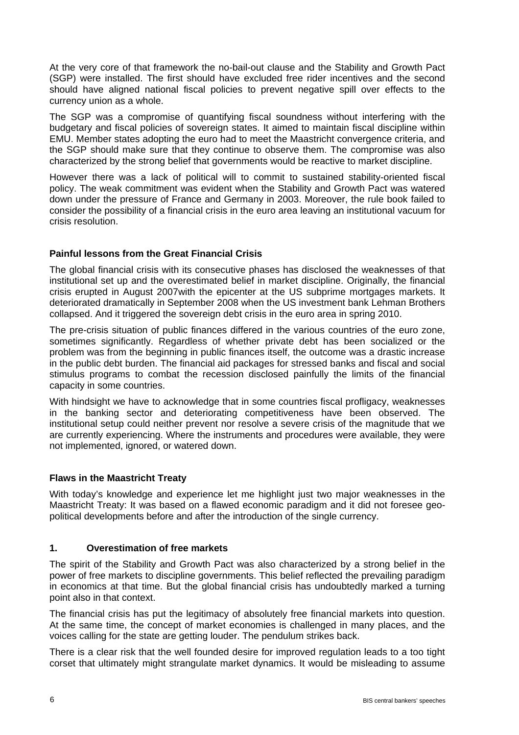At the very core of that framework the no-bail-out clause and the Stability and Growth Pact (SGP) were installed. The first should have excluded free rider incentives and the second should have aligned national fiscal policies to prevent negative spill over effects to the currency union as a whole.

The SGP was a compromise of quantifying fiscal soundness without interfering with the budgetary and fiscal policies of sovereign states. It aimed to maintain fiscal discipline within EMU. Member states adopting the euro had to meet the Maastricht convergence criteria, and the SGP should make sure that they continue to observe them. The compromise was also characterized by the strong belief that governments would be reactive to market discipline.

However there was a lack of political will to commit to sustained stability-oriented fiscal policy. The weak commitment was evident when the Stability and Growth Pact was watered down under the pressure of France and Germany in 2003. Moreover, the rule book failed to consider the possibility of a financial crisis in the euro area leaving an institutional vacuum for crisis resolution.

## Painful lessons from the Great Financial Crisis

The global financial crisis with its consecutive phases has disclosed the weaknesses of that institutional set up and the overestimated belief in market discipline. Originally, the financial crisis erupted in August 2007with the epicenter at the US subprime mortgages markets. It deteriorated dramatically in September 2008 when the US investment bank Lehman Brothers collapsed. And it triggered the sovereign debt crisis in the euro area in spring 2010.

The pre-crisis situation of public finances differed in the various countries of the euro zone, sometimes significantly. Regardless of whether private debt has been socialized or the problem was from the beginning in public finances itself, the outcome was a drastic increase in the public debt burden. The financial aid packages for stressed banks and fiscal and social stimulus programs to combat the recession disclosed painfully the limits of the financial capacity in some countries.

With hindsight we have to acknowledge that in some countries fiscal profligacy, weaknesses in the banking sector and deteriorating competitiveness have been observed. The institutional setup could neither prevent nor resolve a severe crisis of the magnitude that we are currently experiencing. Where the instruments and procedures were available, they were not implemented, ignored, or watered down.

## Flaws in the Maastricht Treaty

With today's knowledge and experience let me highlight just two major weaknesses in the Maastricht Treaty: It was based on a flawed economic paradigm and it did not foresee geo-political developments before and after the introduction of the single currency.

### 1. Overestimation of free markets

The spirit of the Stability and Growth Pact was also characterized by a strong belief in the power of free markets to discipline governments. This belief reflected the prevailing paradigm in economics at that time. But the global financial crisis has undoubtedly marked a turning point also in that context.

The financial crisis has put the legitimacy of absolutely free financial markets into question. At the same time, the concept of market economies is challenged in many places, and the voices calling for the state are getting louder. The pendulum strikes back.

There is a clear risk that the well founded desire for improved regulation leads to a too tight corset that ultimately might strangulate market dynamics. It would be misleading to assume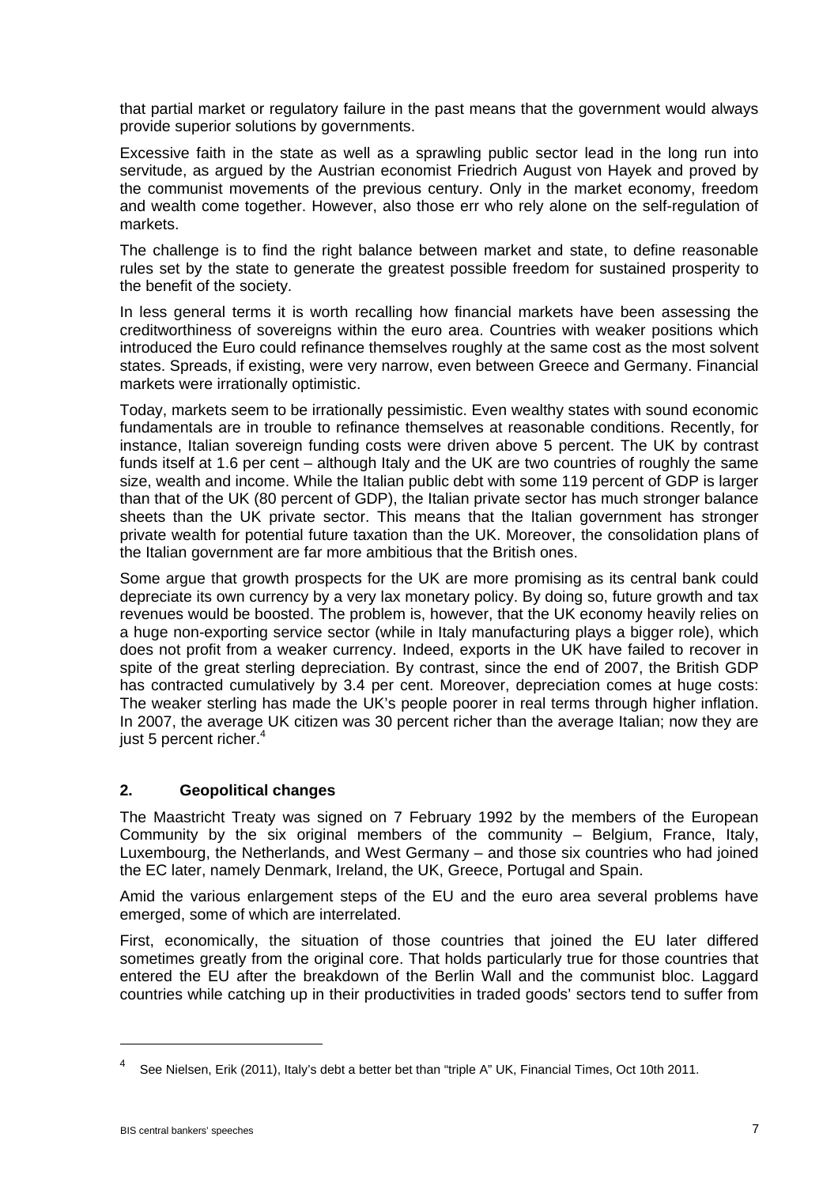that partial market or regulatory failure in the past means that the government would always provide superior solutions by governments.

Excessive faith in the state as well as a sprawling public sector lead in the long run into servitude, as argued by the Austrian economist Friedrich August von Hayek and proved by the communist movements of the previous century. Only in the market economy, freedom and wealth come together. However, also those err who rely alone on the self-regulation of markets.

The challenge is to find the right balance between market and state, to define reasonable rules set by the state to generate the greatest possible freedom for sustained prosperity to the benefit of the society.

In less general terms it is worth recalling how financial markets have been assessing the creditworthiness of sovereigns within the euro area. Countries with weaker positions which introduced the Euro could refinance themselves roughly at the same cost as the most solvent states. Spreads, if existing, were very narrow, even between Greece and Germany. Financial markets were irrationally optimistic.

Today, markets seem to be irrationally pessimistic. Even wealthy states with sound economic fundamentals are in trouble to refinance themselves at reasonable conditions. Recently, for instance, Italian sovereign funding costs were driven above 5 percent. The UK by contrast funds itself at 1.6 per cent – although Italy and the UK are two countries of roughly the same size, wealth and income. While the Italian public debt with some 119 percent of GDP is larger than that of the UK (80 percent of GDP), the Italian private sector has much stronger balance sheets than the UK private sector. This means that the Italian government has stronger private wealth for potential future taxation than the UK. Moreover, the consolidation plans of the Italian government are far more ambitious that the British ones.

Some argue that growth prospects for the UK are more promising as its central bank could depreciate its own currency by a very lax monetary policy. By doing so, future growth and tax revenues would be boosted. The problem is, however, that the UK economy heavily relies on a huge non-exporting service sector (while in Italy manufacturing plays a bigger role), which does not profit from a weaker currency. Indeed, exports in the UK have failed to recover in spite of the great sterling depreciation. By contrast, since the end of 2007, the British GDP has contracted cumulatively by 3.4 per cent. Moreover, depreciation comes at huge costs: The weaker sterling has made the UK's people poorer in real terms through higher inflation. In 2007, the average UK citizen was 30 percent richer than the average Italian; now they are just 5 percent richer.[4]

## 2. Geopolitical changes

The Maastricht Treaty was signed on 7 February 1992 by the members of the European Community by the six original members of the community – Belgium, France, Italy, Luxembourg, the Netherlands, and West Germany – and those six countries who had joined the EC later, namely Denmark, Ireland, the UK, Greece, Portugal and Spain.

Amid the various enlargement steps of the EU and the euro area several problems have emerged, some of which are interrelated.

First, economically, the situation of those countries that joined the EU later differed sometimes greatly from the original core. That holds particularly true for those countries that entered the EU after the breakdown of the Berlin Wall and the communist bloc. Laggard countries while catching up in their productivities in traded goods' sectors tend to suffer from

[4] See Nielsen, Erik (2011), Italy's debt a better bet than "triple A" UK, Financial Times, Oct 10th 2011.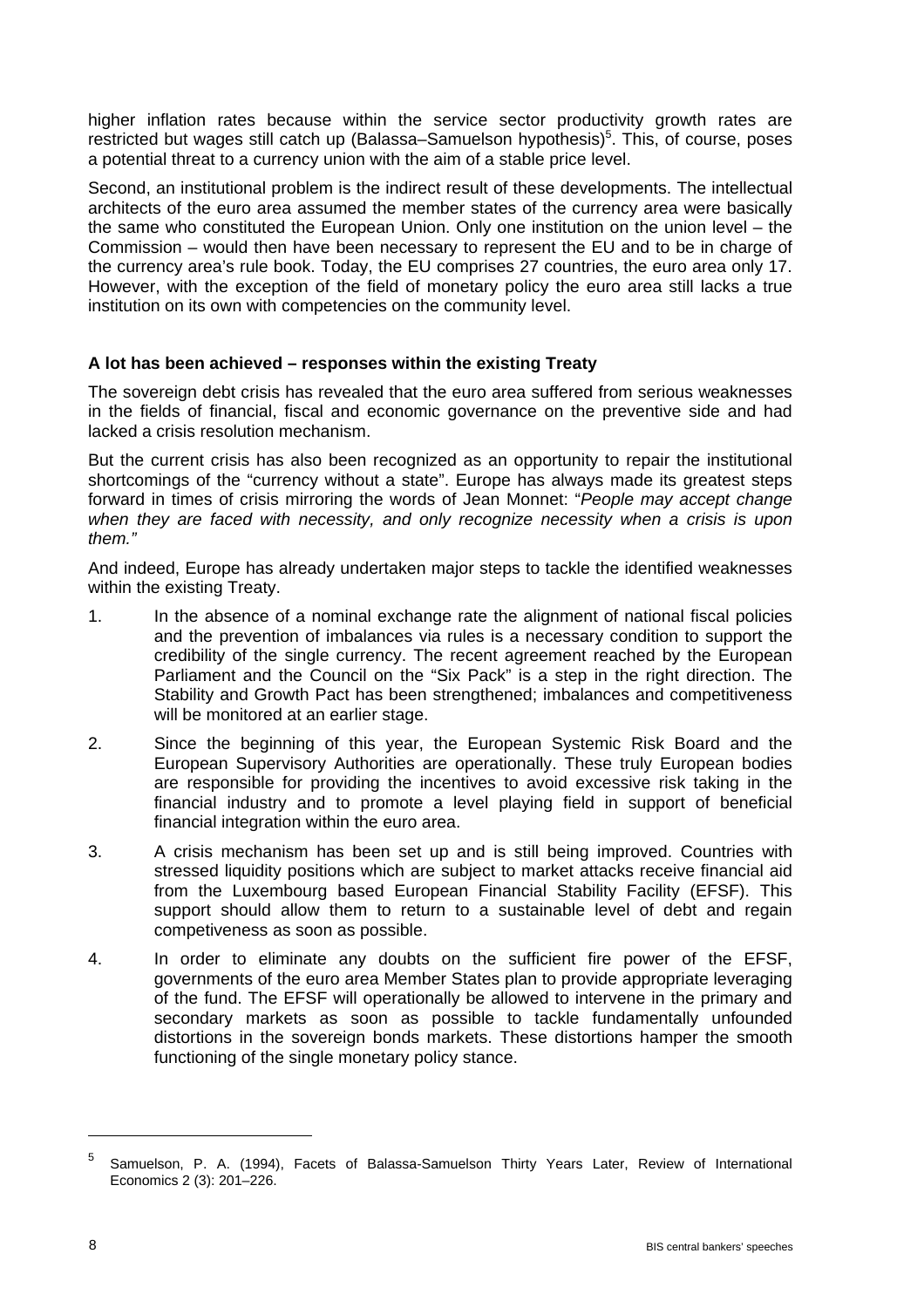higher inflation rates because within the service sector productivity growth rates are restricted but wages still catch up (Balassa–Samuelson hypothesis)[5]. This, of course, poses a potential threat to a currency union with the aim of a stable price level.

Second, an institutional problem is the indirect result of these developments. The intellectual architects of the euro area assumed the member states of the currency area were basically the same who constituted the European Union. Only one institution on the union level – the Commission – would then have been necessary to represent the EU and to be in charge of the currency area's rule book. Today, the EU comprises 27 countries, the euro area only 17. However, with the exception of the field of monetary policy the euro area still lacks a true institution on its own with competencies on the community level.

**A lot has been achieved – responses within the existing Treaty**

The sovereign debt crisis has revealed that the euro area suffered from serious weaknesses in the fields of financial, fiscal and economic governance on the preventive side and had lacked a crisis resolution mechanism.

But the current crisis has also been recognized as an opportunity to repair the institutional shortcomings of the "currency without a state". Europe has always made its greatest steps forward in times of crisis mirroring the words of Jean Monnet: "*People may accept change when they are faced with necessity, and only recognize necessity when a crisis is upon them."*

And indeed, Europe has already undertaken major steps to tackle the identified weaknesses within the existing Treaty.

1. In the absence of a nominal exchange rate the alignment of national fiscal policies and the prevention of imbalances via rules is a necessary condition to support the credibility of the single currency. The recent agreement reached by the European Parliament and the Council on the "Six Pack" is a step in the right direction. The Stability and Growth Pact has been strengthened; imbalances and competitiveness will be monitored at an earlier stage.
2. Since the beginning of this year, the European Systemic Risk Board and the European Supervisory Authorities are operationally. These truly European bodies are responsible for providing the incentives to avoid excessive risk taking in the financial industry and to promote a level playing field in support of beneficial financial integration within the euro area.
3. A crisis mechanism has been set up and is still being improved. Countries with stressed liquidity positions which are subject to market attacks receive financial aid from the Luxembourg based European Financial Stability Facility (EFSF). This support should allow them to return to a sustainable level of debt and regain competiveness as soon as possible.
4. In order to eliminate any doubts on the sufficient fire power of the EFSF, governments of the euro area Member States plan to provide appropriate leveraging of the fund. The EFSF will operationally be allowed to intervene in the primary and secondary markets as soon as possible to tackle fundamentally unfounded distortions in the sovereign bonds markets. These distortions hamper the smooth functioning of the single monetary policy stance.

---

[5] Samuelson, P. A. (1994), Facets of Balassa-Samuelson Thirty Years Later, Review of International Economics 2 (3): 201–226.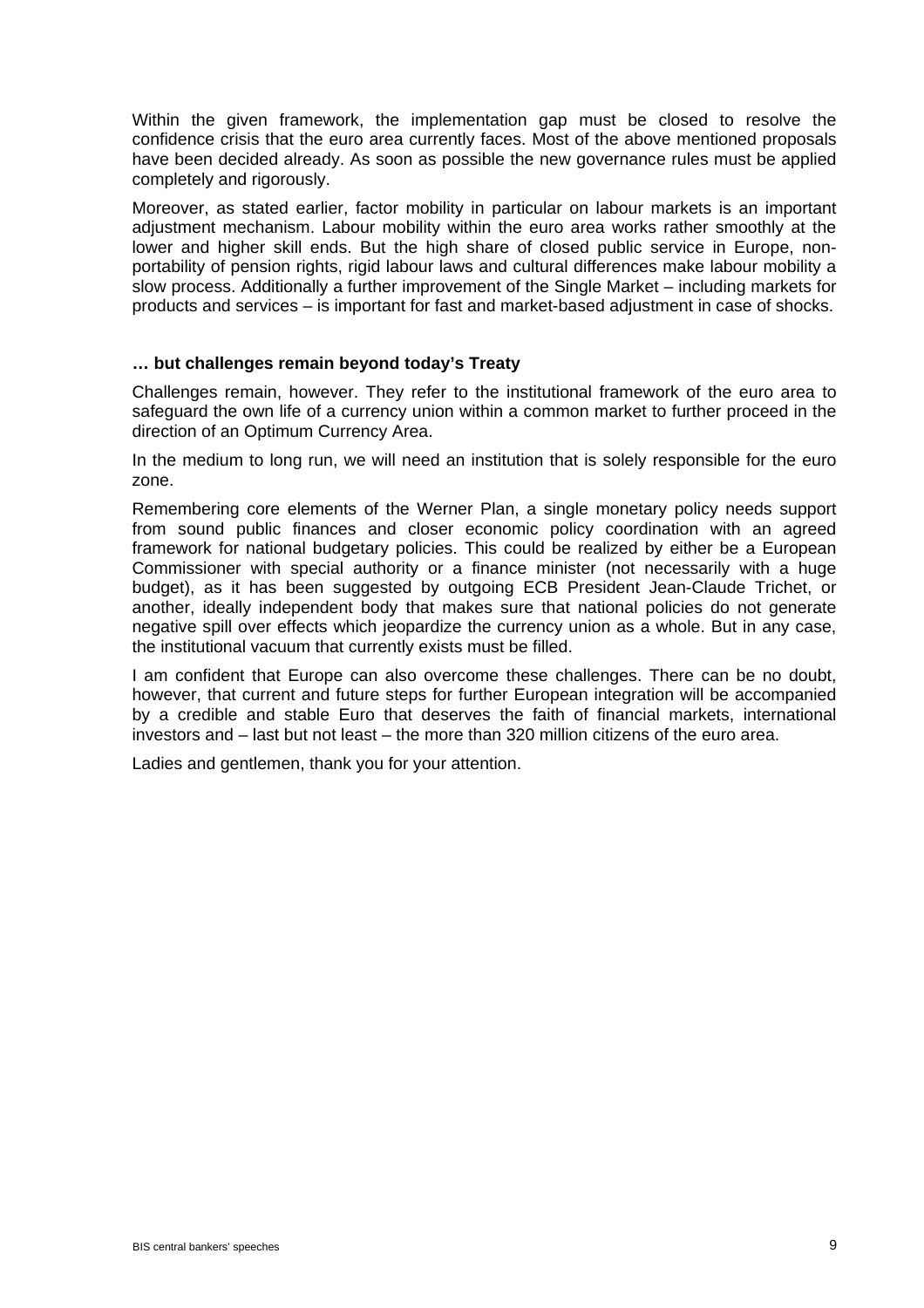Within the given framework, the implementation gap must be closed to resolve the confidence crisis that the euro area currently faces. Most of the above mentioned proposals have been decided already. As soon as possible the new governance rules must be applied completely and rigorously.

Moreover, as stated earlier, factor mobility in particular on labour markets is an important adjustment mechanism. Labour mobility within the euro area works rather smoothly at the lower and higher skill ends. But the high share of closed public service in Europe, non-portability of pension rights, rigid labour laws and cultural differences make labour mobility a slow process. Additionally a further improvement of the Single Market – including markets for products and services – is important for fast and market-based adjustment in case of shocks.

### … but challenges remain beyond today's Treaty

Challenges remain, however. They refer to the institutional framework of the euro area to safeguard the own life of a currency union within a common market to further proceed in the direction of an Optimum Currency Area.

In the medium to long run, we will need an institution that is solely responsible for the euro zone.

Remembering core elements of the Werner Plan, a single monetary policy needs support from sound public finances and closer economic policy coordination with an agreed framework for national budgetary policies. This could be realized by either be a European Commissioner with special authority or a finance minister (not necessarily with a huge budget), as it has been suggested by outgoing ECB President Jean-Claude Trichet, or another, ideally independent body that makes sure that national policies do not generate negative spill over effects which jeopardize the currency union as a whole. But in any case, the institutional vacuum that currently exists must be filled.

I am confident that Europe can also overcome these challenges. There can be no doubt, however, that current and future steps for further European integration will be accompanied by a credible and stable Euro that deserves the faith of financial markets, international investors and – last but not least – the more than 320 million citizens of the euro area.

Ladies and gentlemen, thank you for your attention.